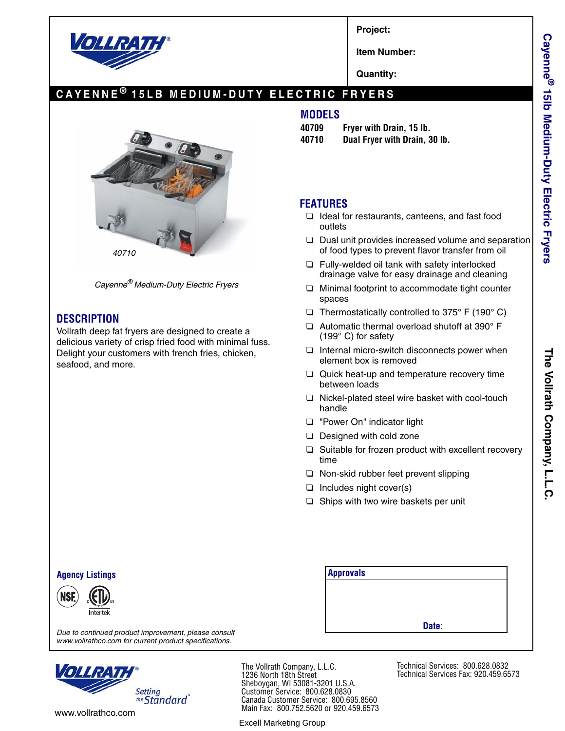Project:

Item Number:

Quantity:

# CAYENNE® 15LB MEDIUM-DUTY ELECTRIC FRYERS

40710

*Cayenne® Medium-Duty Electric Fryers*

## MODELS

**40709** **Fryer with Drain, 15 lb.**
**40710** **Dual Fryer with Drain, 30 lb.**

## FEATURES

- Ideal for restaurants, canteens, and fast food outlets
- Dual unit provides increased volume and separation of food types to prevent flavor transfer from oil
- Fully-welded oil tank with safety interlocked drainage valve for easy drainage and cleaning
- Minimal footprint to accommodate tight counter spaces
- Thermostatically controlled to 375° F (190° C)
- Automatic thermal overload shutoff at 390° F (199° C) for safety
- Internal micro-switch disconnects power when element box is removed
- Quick heat-up and temperature recovery time between loads
- Nickel-plated steel wire basket with cool-touch handle
- "Power On" indicator light
- Designed with cold zone
- Suitable for frozen product with excellent recovery time
- Non-skid rubber feet prevent slipping
- Includes night cover(s)
- Ships with two wire baskets per unit

## DESCRIPTION

Vollrath deep fat fryers are designed to create a delicious variety of crisp fried food with minimal fuss. Delight your customers with french fries, chicken, seafood, and more.

### Agency Listings

NSF, ETL Intertek

*Due to continued product improvement, please consult www.vollrathco.com for current product specifications.*

| Approvals |
|---|
| Date: |

Cayenne® 15lb Medium-Duty Electric Fryers

The Vollrath Company, L.L.C.

The Vollrath Company, L.L.C.
1236 North 18th Street
Sheboygan, WI 53081-3201 U.S.A.
Customer Service: 800.628.0830
Canada Customer Service: 800.695.8560
Main Fax: 800.752.5620 or 920.459.6573

Technical Services: 800.628.0832
Technical Services Fax: 920.459.6573

Setting the Standard™

www.vollrathco.com

Excell Marketing Group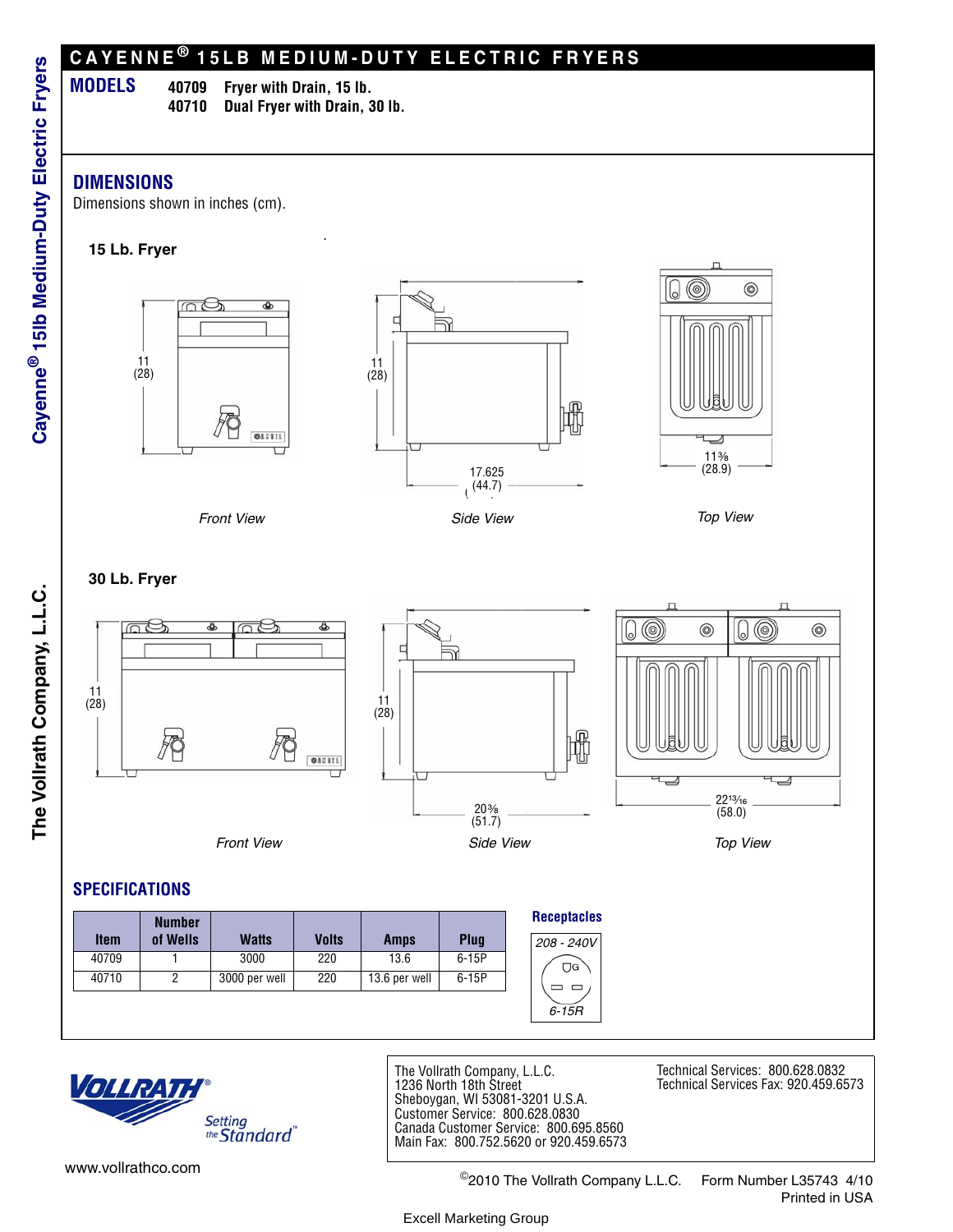# CAYENNE® 15LB MEDIUM-DUTY ELECTRIC FRYERS

**MODELS**

**40709 Fryer with Drain, 15 lb.**
**40710 Dual Fryer with Drain, 30 lb.**

## DIMENSIONS

Dimensions shown in inches (cm).

### 15 Lb. Fryer

11
(28)

*Front View*

11
(28)

17.625
(44.7)

*Side View*

11⅜
(28.9)

*Top View*

### 30 Lb. Fryer

11
(28)

*Front View*

11
(28)

20⅜
(51.7)

*Side View*

22¹³⁄₁₆
(58.0)

*Top View*

## SPECIFICATIONS

| Item | Number of Wells | Watts | Volts | Amps | Plug |
|---|---|---|---|---|---|
| 40709 | 1 | 3000 | 220 | 13.6 | 6-15P |
| 40710 | 2 | 3000 per well | 220 | 13.6 per well | 6-15P |

**Receptacles**

*208 - 240V*

*6-15R*

Setting the Standard™

www.vollrathco.com

The Vollrath Company, L.L.C.
1236 North 18th Street
Sheboygan, WI 53081-3201 U.S.A.
Customer Service: 800.628.0830
Canada Customer Service: 800.695.8560
Main Fax: 800.752.5620 or 920.459.6573

Technical Services: 800.628.0832
Technical Services Fax: 920.459.6573

©2010 The Vollrath Company L.L.C. Form Number L35743 4/10
Printed in USA

Excell Marketing Group